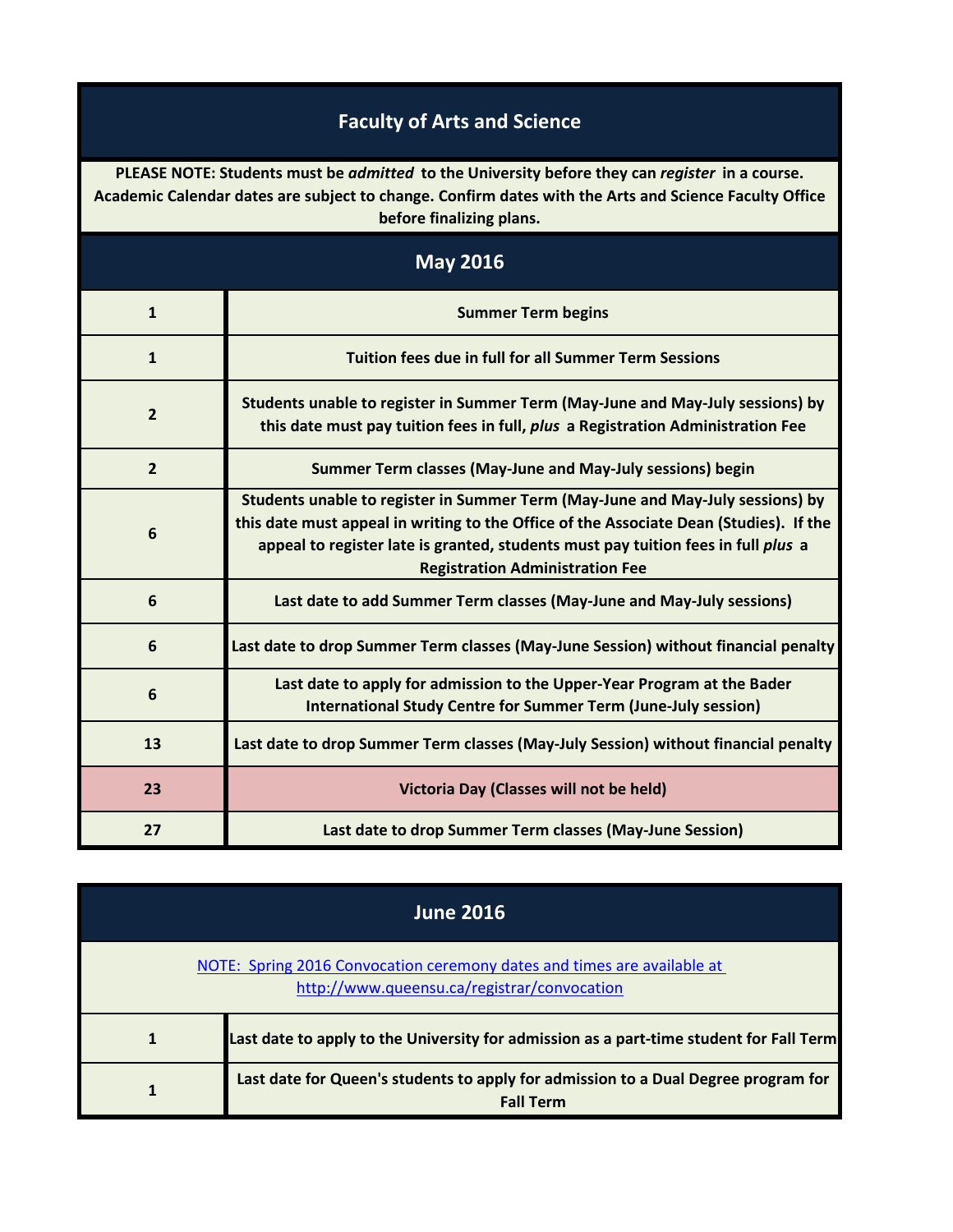# Faculty of Arts and Science

**PLEASE NOTE: Students must be *admitted* to the University before they can *register* in a course. Academic Calendar dates are subject to change. Confirm dates with the Arts and Science Faculty Office before finalizing plans.**

## May 2016

| Date | Event |
|---|---|
| 1 | Summer Term begins |
| 1 | Tuition fees due in full for all Summer Term Sessions |
| 2 | Students unable to register in Summer Term (May-June and May-July sessions) by this date must pay tuition fees in full, *plus* a Registration Administration Fee |
| 2 | Summer Term classes (May-June and May-July sessions) begin |
| 6 | Students unable to register in Summer Term (May-June and May-July sessions) by this date must appeal in writing to the Office of the Associate Dean (Studies). If the appeal to register late is granted, students must pay tuition fees in full *plus* a Registration Administration Fee |
| 6 | Last date to add Summer Term classes (May-June and May-July sessions) |
| 6 | Last date to drop Summer Term classes (May-June Session) without financial penalty |
| 6 | Last date to apply for admission to the Upper-Year Program at the Bader International Study Centre for Summer Term (June-July session) |
| 13 | Last date to drop Summer Term classes (May-July Session) without financial penalty |
| 23 | Victoria Day (Classes will not be held) |
| 27 | Last date to drop Summer Term classes (May-June Session) |

## June 2016

NOTE: Spring 2016 Convocation ceremony dates and times are available at http://www.queensu.ca/registrar/convocation

| Date | Event |
|---|---|
| 1 | Last date to apply to the University for admission as a part-time student for Fall Term |
| 1 | Last date for Queen's students to apply for admission to a Dual Degree program for Fall Term |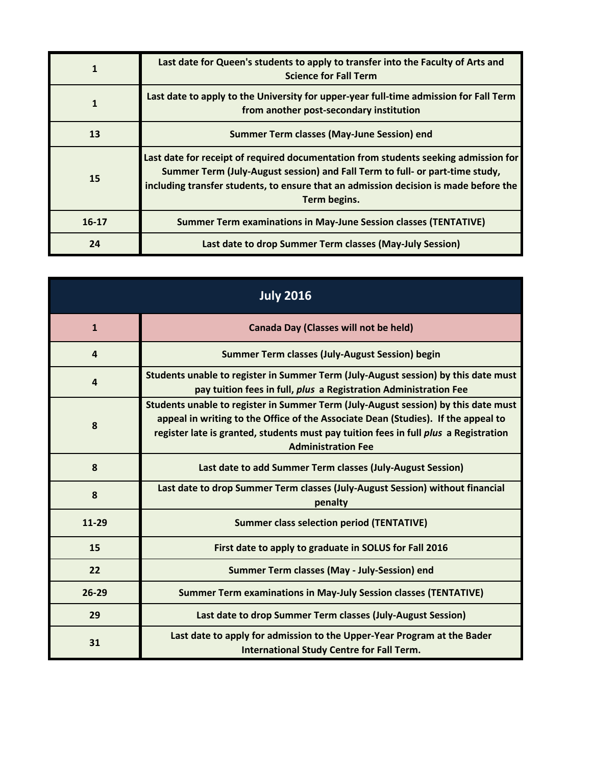| | |
|---|---|
| 1 | Last date for Queen's students to apply to transfer into the Faculty of Arts and Science for Fall Term |
| 1 | Last date to apply to the University for upper-year full-time admission for Fall Term from another post-secondary institution |
| 13 | Summer Term classes (May-June Session) end |
| 15 | Last date for receipt of required documentation from students seeking admission for Summer Term (July-August session) and Fall Term to full- or part-time study, including transfer students, to ensure that an admission decision is made before the Term begins. |
| 16-17 | Summer Term examinations in May-June Session classes (TENTATIVE) |
| 24 | Last date to drop Summer Term classes (May-July Session) |

## July 2016

| | |
|---|---|
| 1 | Canada Day (Classes will not be held) |
| 4 | Summer Term classes (July-August Session) begin |
| 4 | Students unable to register in Summer Term (July-August session) by this date must pay tuition fees in full, *plus* a Registration Administration Fee |
| 8 | Students unable to register in Summer Term (July-August session) by this date must appeal in writing to the Office of the Associate Dean (Studies). If the appeal to register late is granted, students must pay tuition fees in full *plus* a Registration Administration Fee |
| 8 | Last date to add Summer Term classes (July-August Session) |
| 8 | Last date to drop Summer Term classes (July-August Session) without financial penalty |
| 11-29 | Summer class selection period (TENTATIVE) |
| 15 | First date to apply to graduate in SOLUS for Fall 2016 |
| 22 | Summer Term classes (May - July-Session) end |
| 26-29 | Summer Term examinations in May-July Session classes (TENTATIVE) |
| 29 | Last date to drop Summer Term classes (July-August Session) |
| 31 | Last date to apply for admission to the Upper-Year Program at the Bader International Study Centre for Fall Term. |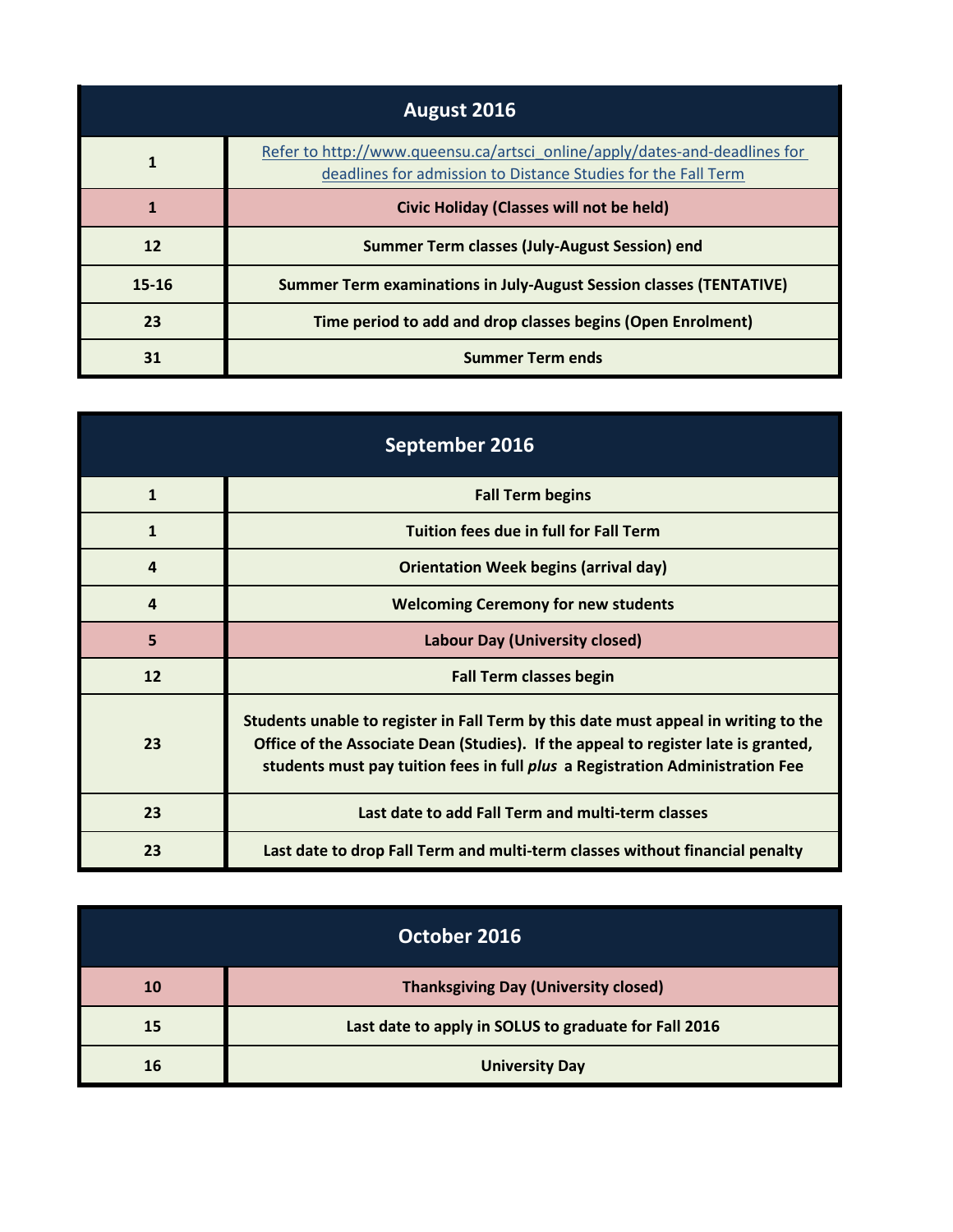| August 2016 | |
|---|---|
| 1 | [Refer to http://www.queensu.ca/artsci_online/apply/dates-and-deadlines for deadlines for admission to Distance Studies for the Fall Term](http://www.queensu.ca/artsci_online/apply/dates-and-deadlines) |
| 1 | **Civic Holiday (Classes will not be held)** |
| 12 | **Summer Term classes (July-August Session) end** |
| 15-16 | **Summer Term examinations in July-August Session classes (TENTATIVE)** |
| 23 | **Time period to add and drop classes begins (Open Enrolment)** |
| 31 | **Summer Term ends** |

| September 2016 | |
|---|---|
| 1 | **Fall Term begins** |
| 1 | **Tuition fees due in full for Fall Term** |
| 4 | **Orientation Week begins (arrival day)** |
| 4 | **Welcoming Ceremony for new students** |
| 5 | **Labour Day (University closed)** |
| 12 | **Fall Term classes begin** |
| 23 | **Students unable to register in Fall Term by this date must appeal in writing to the Office of the Associate Dean (Studies). If the appeal to register late is granted, students must pay tuition fees in full *plus* a Registration Administration Fee** |
| 23 | **Last date to add Fall Term and multi-term classes** |
| 23 | **Last date to drop Fall Term and multi-term classes without financial penalty** |

| October 2016 | |
|---|---|
| 10 | **Thanksgiving Day (University closed)** |
| 15 | **Last date to apply in SOLUS to graduate for Fall 2016** |
| 16 | **University Day** |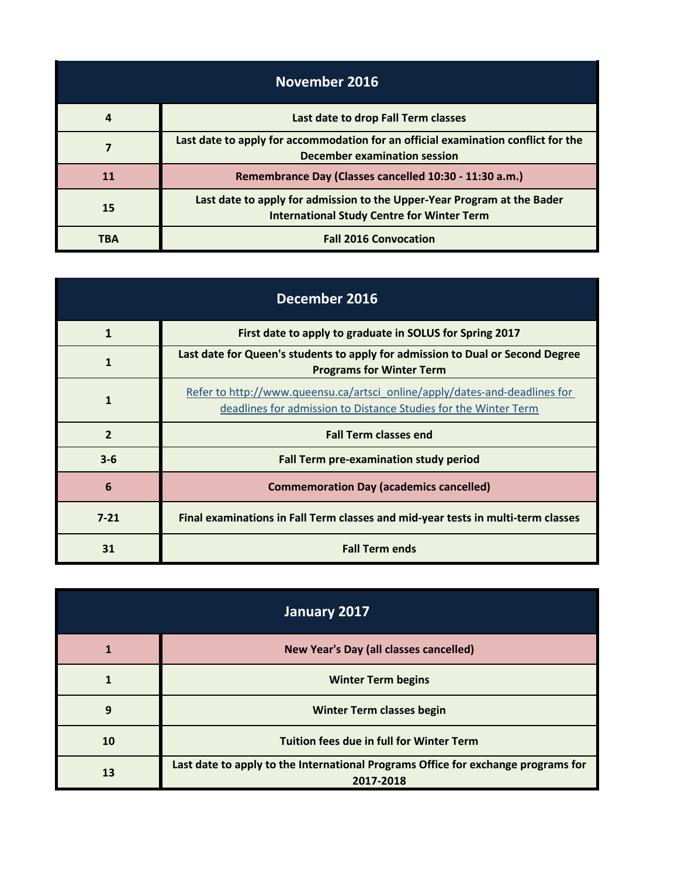| November 2016 | |
|---|---|
| 4 | Last date to drop Fall Term classes |
| 7 | Last date to apply for accommodation for an official examination conflict for the December examination session |
| 11 | Remembrance Day (Classes cancelled 10:30 - 11:30 a.m.) |
| 15 | Last date to apply for admission to the Upper-Year Program at the Bader International Study Centre for Winter Term |
| TBA | Fall 2016 Convocation |

| December 2016 | |
|---|---|
| 1 | First date to apply to graduate in SOLUS for Spring 2017 |
| 1 | Last date for Queen's students to apply for admission to Dual or Second Degree Programs for Winter Term |
| 1 | [Refer to http://www.queensu.ca/artsci_online/apply/dates-and-deadlines for deadlines for admission to Distance Studies for the Winter Term](http://www.queensu.ca/artsci_online/apply/dates-and-deadlines) |
| 2 | Fall Term classes end |
| 3-6 | Fall Term pre-examination study period |
| 6 | Commemoration Day (academics cancelled) |
| 7-21 | Final examinations in Fall Term classes and mid-year tests in multi-term classes |
| 31 | Fall Term ends |

| January 2017 | |
|---|---|
| 1 | New Year's Day (all classes cancelled) |
| 1 | Winter Term begins |
| 9 | Winter Term classes begin |
| 10 | Tuition fees due in full for Winter Term |
| 13 | Last date to apply to the International Programs Office for exchange programs for 2017-2018 |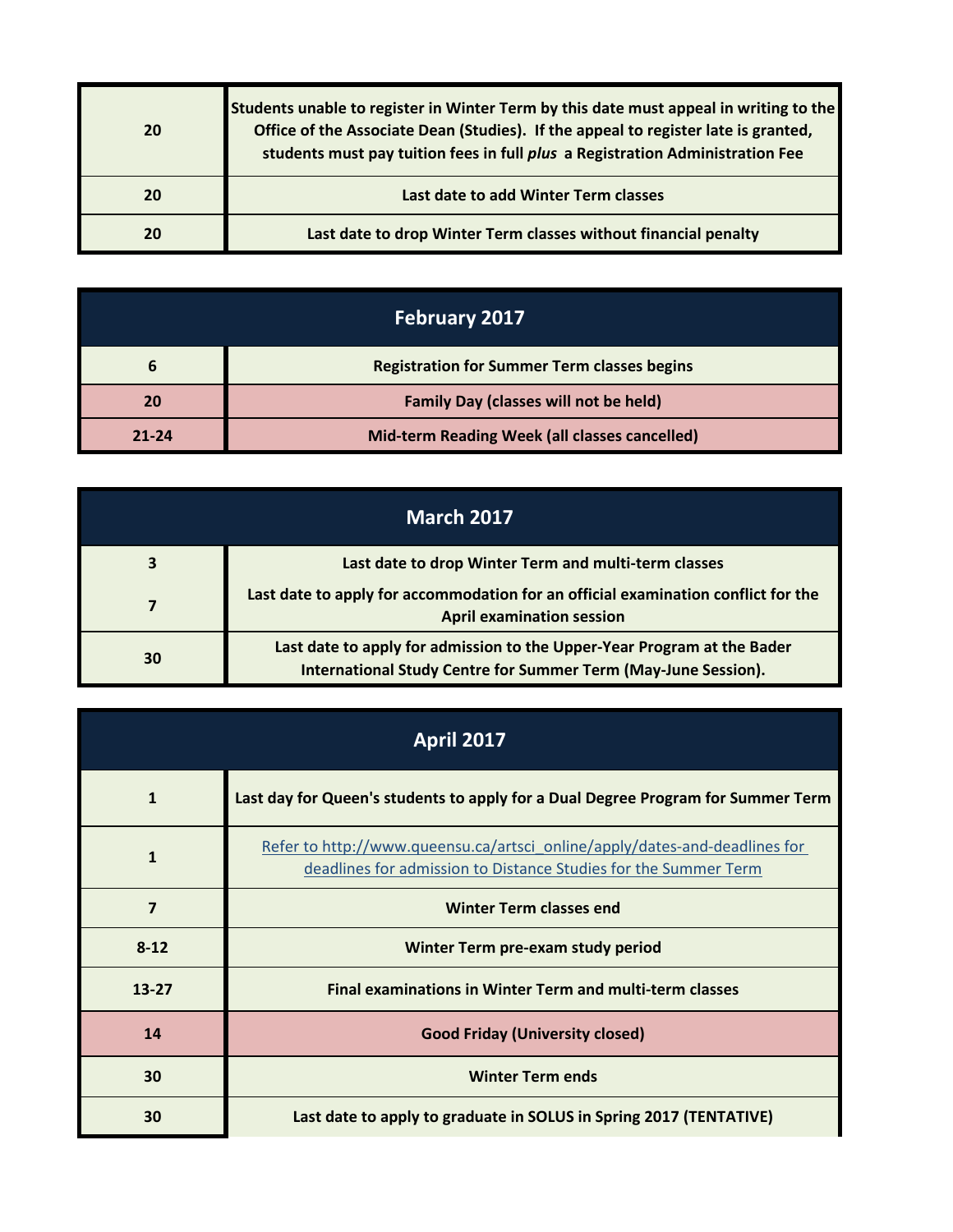| | |
|---|---|
| 20 | Students unable to register in Winter Term by this date must appeal in writing to the Office of the Associate Dean (Studies). If the appeal to register late is granted, students must pay tuition fees in full *plus* a Registration Administration Fee |
| 20 | Last date to add Winter Term classes |
| 20 | Last date to drop Winter Term classes without financial penalty |

| February 2017 | |
|---|---|
| 6 | Registration for Summer Term classes begins |
| 20 | Family Day (classes will not be held) |
| 21-24 | Mid-term Reading Week (all classes cancelled) |

| March 2017 | |
|---|---|
| 3 | Last date to drop Winter Term and multi-term classes |
| 7 | Last date to apply for accommodation for an official examination conflict for the April examination session |
| 30 | Last date to apply for admission to the Upper-Year Program at the Bader International Study Centre for Summer Term (May-June Session). |

| April 2017 | |
|---|---|
| 1 | Last day for Queen's students to apply for a Dual Degree Program for Summer Term |
| 1 | Refer to http://www.queensu.ca/artsci_online/apply/dates-and-deadlines for deadlines for admission to Distance Studies for the Summer Term |
| 7 | Winter Term classes end |
| 8-12 | Winter Term pre-exam study period |
| 13-27 | Final examinations in Winter Term and multi-term classes |
| 14 | Good Friday (University closed) |
| 30 | Winter Term ends |
| 30 | Last date to apply to graduate in SOLUS in Spring 2017 (TENTATIVE) |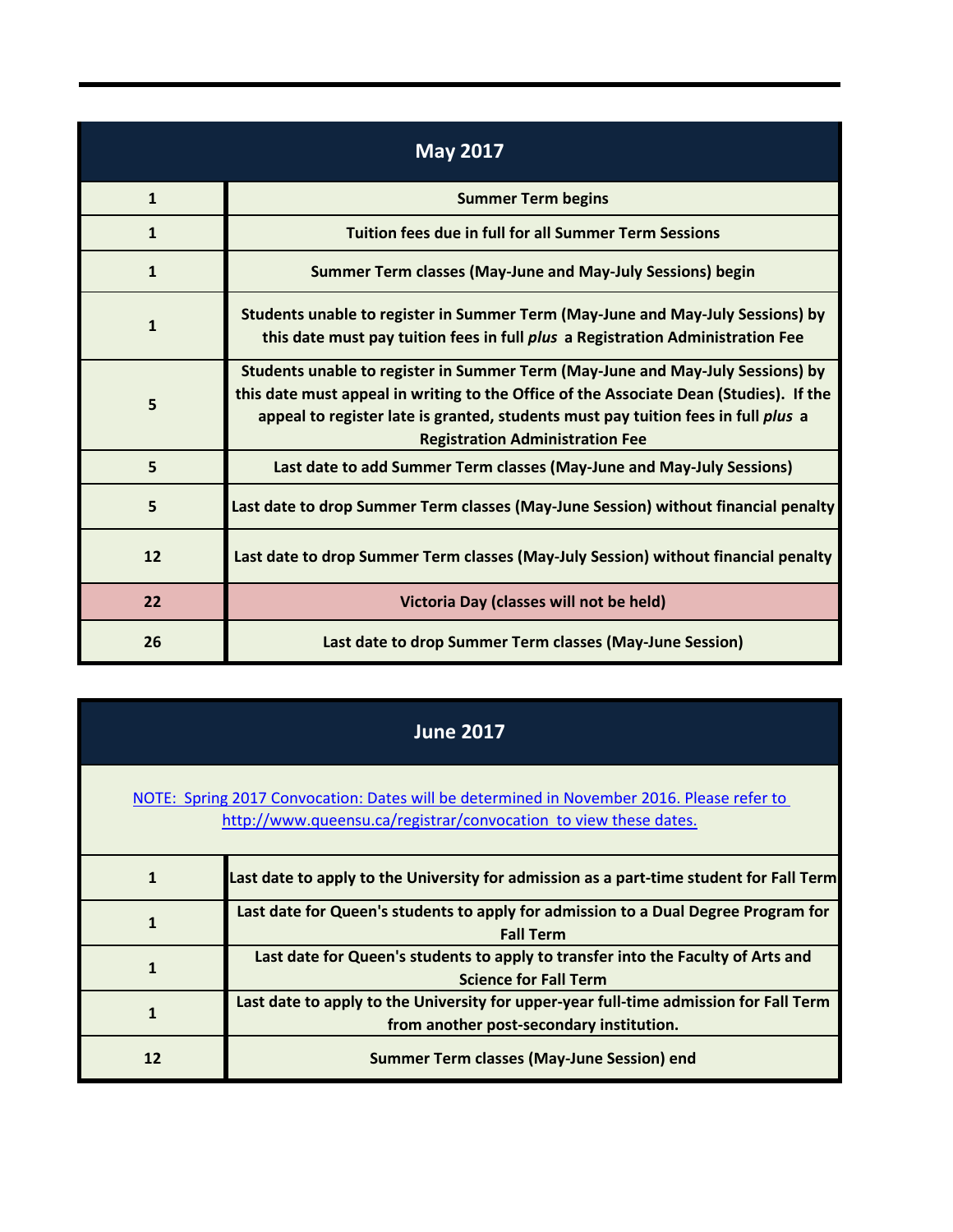| May 2017 | |
|---|---|
| 1 | **Summer Term begins** |
| 1 | **Tuition fees due in full for all Summer Term Sessions** |
| 1 | **Summer Term classes (May-June and May-July Sessions) begin** |
| 1 | **Students unable to register in Summer Term (May-June and May-July Sessions) by this date must pay tuition fees in full *plus* a Registration Administration Fee** |
| 5 | **Students unable to register in Summer Term (May-June and May-July Sessions) by this date must appeal in writing to the Office of the Associate Dean (Studies). If the appeal to register late is granted, students must pay tuition fees in full *plus* a Registration Administration Fee** |
| 5 | **Last date to add Summer Term classes (May-June and May-July Sessions)** |
| 5 | **Last date to drop Summer Term classes (May-June Session) without financial penalty** |
| 12 | **Last date to drop Summer Term classes (May-July Session) without financial penalty** |
| 22 | **Victoria Day (classes will not be held)** |
| 26 | **Last date to drop Summer Term classes (May-June Session)** |

| June 2017 | |
|---|---|
| NOTE: Spring 2017 Convocation: Dates will be determined in November 2016. Please refer to http://www.queensu.ca/registrar/convocation to view these dates. | |
| 1 | **Last date to apply to the University for admission as a part-time student for Fall Term** |
| 1 | **Last date for Queen's students to apply for admission to a Dual Degree Program for Fall Term** |
| 1 | **Last date for Queen's students to apply to transfer into the Faculty of Arts and Science for Fall Term** |
| 1 | **Last date to apply to the University for upper-year full-time admission for Fall Term from another post-secondary institution.** |
| 12 | **Summer Term classes (May-June Session) end** |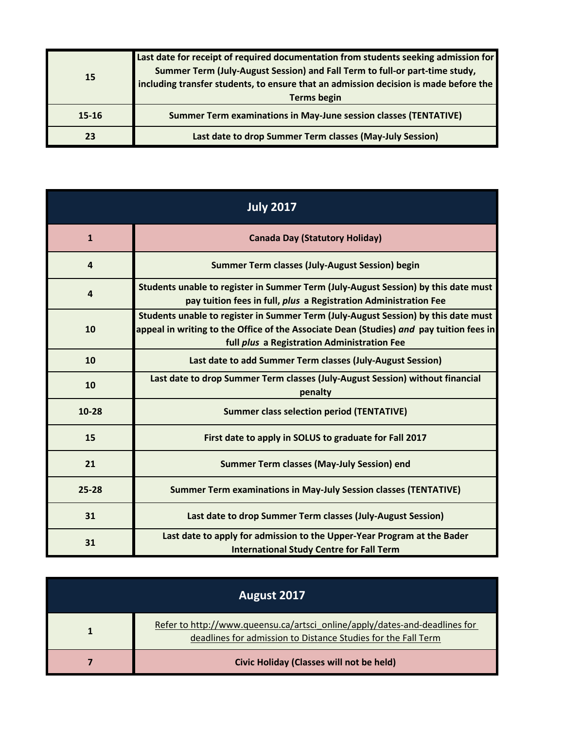| | |
|---|---|
| 15 | Last date for receipt of required documentation from students seeking admission for Summer Term (July-August Session) and Fall Term to full-or part-time study, including transfer students, to ensure that an admission decision is made before the Terms begin |
| 15-16 | Summer Term examinations in May-June session classes (TENTATIVE) |
| 23 | Last date to drop Summer Term classes (May-July Session) |

| July 2017 | |
|---|---|
| 1 | Canada Day (Statutory Holiday) |
| 4 | Summer Term classes (July-August Session) begin |
| 4 | Students unable to register in Summer Term (July-August Session) by this date must pay tuition fees in full, *plus* a Registration Administration Fee |
| 10 | Students unable to register in Summer Term (July-August Session) by this date must appeal in writing to the Office of the Associate Dean (Studies) *and* pay tuition fees in full *plus* a Registration Administration Fee |
| 10 | Last date to add Summer Term classes (July-August Session) |
| 10 | Last date to drop Summer Term classes (July-August Session) without financial penalty |
| 10-28 | Summer class selection period (TENTATIVE) |
| 15 | First date to apply in SOLUS to graduate for Fall 2017 |
| 21 | Summer Term classes (May-July Session) end |
| 25-28 | Summer Term examinations in May-July Session classes (TENTATIVE) |
| 31 | Last date to drop Summer Term classes (July-August Session) |
| 31 | Last date to apply for admission to the Upper-Year Program at the Bader International Study Centre for Fall Term |

| August 2017 | |
|---|---|
| 1 | Refer to http://www.queensu.ca/artsci_online/apply/dates-and-deadlines for deadlines for admission to Distance Studies for the Fall Term |
| 7 | Civic Holiday (Classes will not be held) |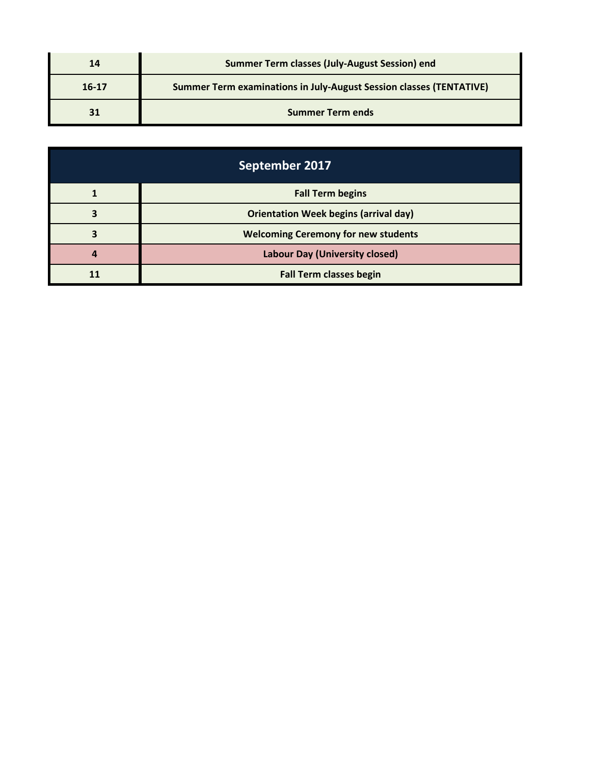| | |
|---|---|
| 14 | Summer Term classes (July-August Session) end |
| 16-17 | Summer Term examinations in July-August Session classes (TENTATIVE) |
| 31 | Summer Term ends |

| September 2017 | |
|---|---|
| 1 | Fall Term begins |
| 3 | Orientation Week begins (arrival day) |
| 3 | Welcoming Ceremony for new students |
| 4 | Labour Day (University closed) |
| 11 | Fall Term classes begin |